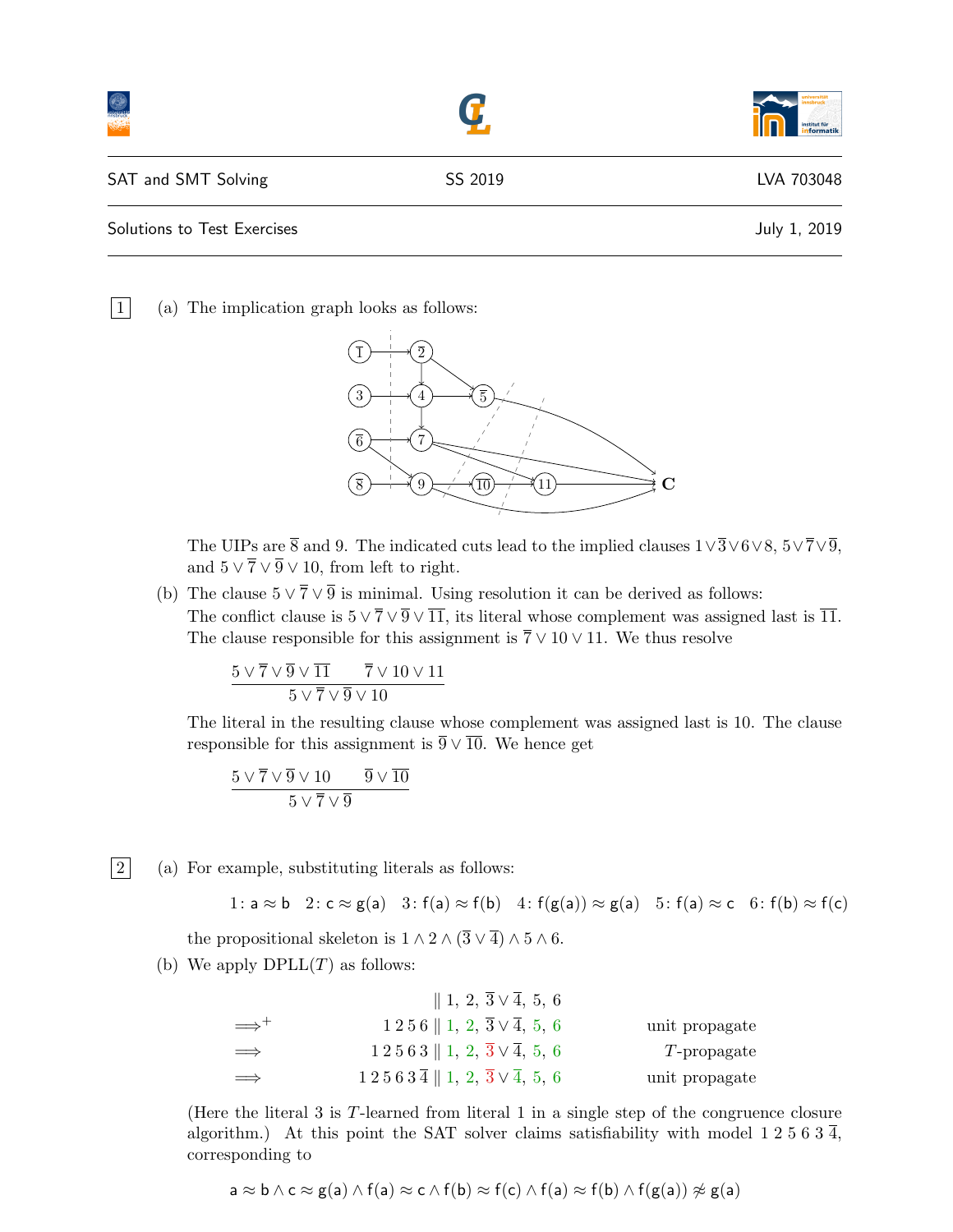SAT and SMT Solving — SS 2019 — LVA 703048

Solutions to Test Exercises — July 1, 2019

---

**1** (a) The implication graph looks as follows:

The UIPs are $\overline{8}$ and 9. The indicated cuts lead to the implied clauses $1 \vee \overline{3} \vee 6 \vee 8$, $5 \vee \overline{7} \vee \overline{9}$, and $5 \vee \overline{7} \vee \overline{9} \vee 10$, from left to right.

(b) The clause $5 \vee \overline{7} \vee \overline{9}$ is minimal. Using resolution it can be derived as follows: The conflict clause is $5 \vee \overline{7} \vee \overline{9} \vee \overline{11}$, its literal whose complement was assigned last is $\overline{11}$. The clause responsible for this assignment is $\overline{7} \vee 10 \vee 11$. We thus resolve

$$\frac{5 \vee \overline{7} \vee \overline{9} \vee \overline{11} \qquad \overline{7} \vee 10 \vee 11}{5 \vee \overline{7} \vee \overline{9} \vee 10}$$

The literal in the resulting clause whose complement was assigned last is 10. The clause responsible for this assignment is $\overline{9} \vee \overline{10}$. We hence get

$$\frac{5 \vee \overline{7} \vee \overline{9} \vee 10 \qquad \overline{9} \vee \overline{10}}{5 \vee \overline{7} \vee \overline{9}}$$

**2** (a) For example, substituting literals as follows:

$$1\colon \mathsf{a} \approx \mathsf{b} \quad 2\colon \mathsf{c} \approx \mathsf{g}(\mathsf{a}) \quad 3\colon \mathsf{f}(\mathsf{a}) \approx \mathsf{f}(\mathsf{b}) \quad 4\colon \mathsf{f}(\mathsf{g}(\mathsf{a})) \approx \mathsf{g}(\mathsf{a}) \quad 5\colon \mathsf{f}(\mathsf{a}) \approx \mathsf{c} \quad 6\colon \mathsf{f}(\mathsf{b}) \approx \mathsf{f}(\mathsf{c})$$

the propositional skeleton is $1 \wedge 2 \wedge (\overline{3} \vee \overline{4}) \wedge 5 \wedge 6$.

(b) We apply DPLL($T$) as follows:

| | | |
|---|---|---|
| | $\parallel 1,\ 2,\ \overline{3} \vee \overline{4},\ 5,\ 6$ | |
| $\Longrightarrow^{+}$ | $1\,2\,5\,6 \parallel 1,\ 2,\ \overline{3} \vee \overline{4},\ 5,\ 6$ | unit propagate |
| $\Longrightarrow$ | $1\,2\,5\,6\,3 \parallel 1,\ 2,\ \overline{3} \vee \overline{4},\ 5,\ 6$ | $T$-propagate |
| $\Longrightarrow$ | $1\,2\,5\,6\,3\,\overline{4} \parallel 1,\ 2,\ \overline{3} \vee \overline{4},\ 5,\ 6$ | unit propagate |

(Here the literal 3 is $T$-learned from literal 1 in a single step of the congruence closure algorithm.) At this point the SAT solver claims satisfiability with model $1\,2\,5\,6\,3\,\overline{4}$, corresponding to

$$\mathsf{a} \approx \mathsf{b} \wedge \mathsf{c} \approx \mathsf{g}(\mathsf{a}) \wedge \mathsf{f}(\mathsf{a}) \approx \mathsf{c} \wedge \mathsf{f}(\mathsf{b}) \approx \mathsf{f}(\mathsf{c}) \wedge \mathsf{f}(\mathsf{a}) \approx \mathsf{f}(\mathsf{b}) \wedge \mathsf{f}(\mathsf{g}(\mathsf{a})) \not\approx \mathsf{g}(\mathsf{a})$$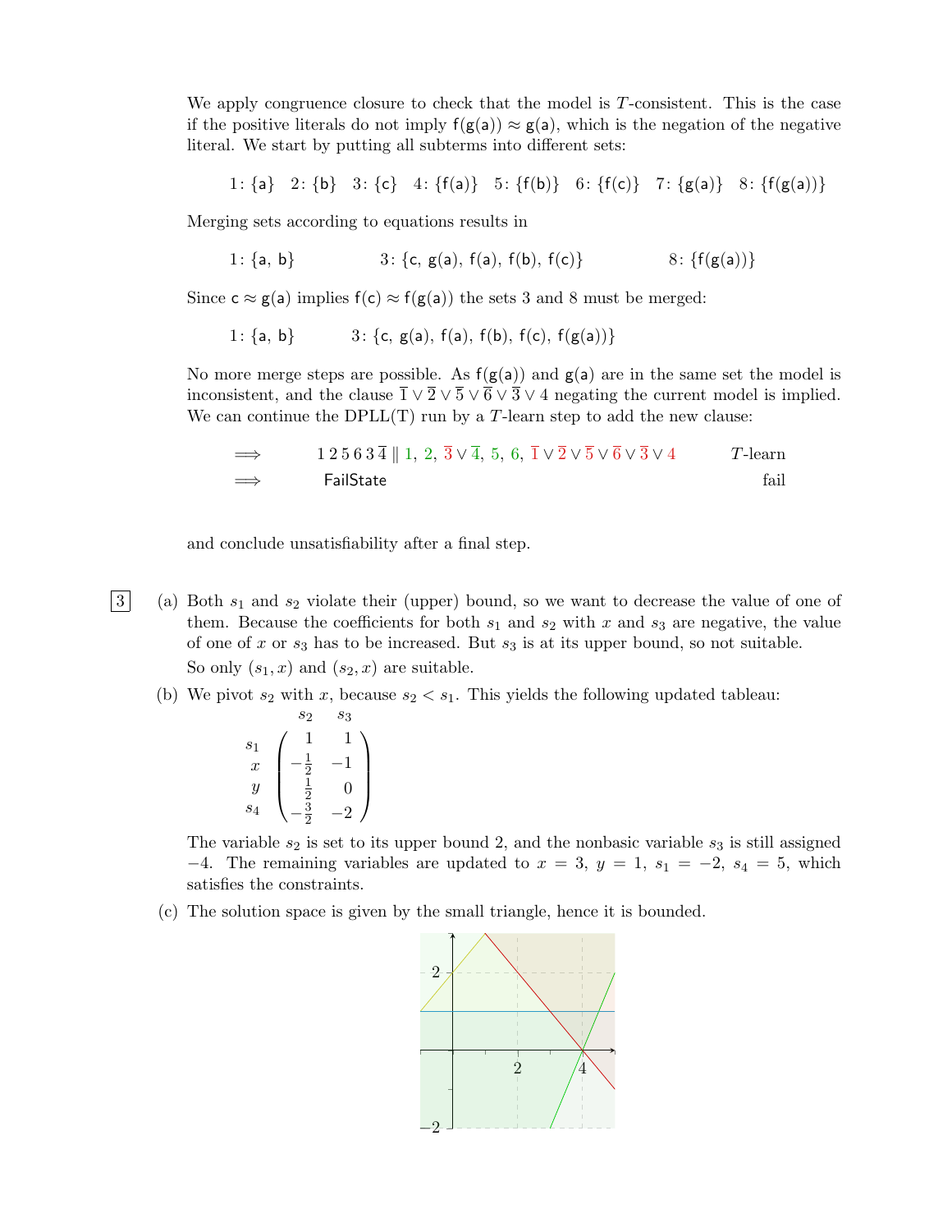We apply congruence closure to check that the model is $T$-consistent. This is the case if the positive literals do not imply $\mathsf{f(g(a))} \approx \mathsf{g(a)}$, which is the negation of the negative literal. We start by putting all subterms into different sets:

$$1\colon \{\mathsf{a}\} \quad 2\colon \{\mathsf{b}\} \quad 3\colon \{\mathsf{c}\} \quad 4\colon \{\mathsf{f(a)}\} \quad 5\colon \{\mathsf{f(b)}\} \quad 6\colon \{\mathsf{f(c)}\} \quad 7\colon \{\mathsf{g(a)}\} \quad 8\colon \{\mathsf{f(g(a))}\}$$

Merging sets according to equations results in

$$1\colon \{\mathsf{a},\, \mathsf{b}\} \qquad 3\colon \{\mathsf{c},\, \mathsf{g(a)},\, \mathsf{f(a)},\, \mathsf{f(b)},\, \mathsf{f(c)}\} \qquad 8\colon \{\mathsf{f(g(a))}\}$$

Since $\mathsf{c} \approx \mathsf{g(a)}$ implies $\mathsf{f(c)} \approx \mathsf{f(g(a))}$ the sets 3 and 8 must be merged:

$$1\colon \{\mathsf{a},\, \mathsf{b}\} \qquad 3\colon \{\mathsf{c},\, \mathsf{g(a)},\, \mathsf{f(a)},\, \mathsf{f(b)},\, \mathsf{f(c)},\, \mathsf{f(g(a))}\}$$

No more merge steps are possible. As $\mathsf{f(g(a))}$ and $\mathsf{g(a)}$ are in the same set the model is inconsistent, and the clause $\overline{1} \vee \overline{2} \vee \overline{5} \vee \overline{6} \vee \overline{3} \vee 4$ negating the current model is implied. We can continue the DPLL(T) run by a $T$-learn step to add the new clause:

$$\Longrightarrow \quad 1\,2\,5\,6\,3\,\overline{4} \parallel 1,\ 2,\ \overline{3} \vee \overline{4},\ 5,\ 6,\ \overline{1} \vee \overline{2} \vee \overline{5} \vee \overline{6} \vee \overline{3} \vee 4 \qquad T\text{-learn}$$

$$\Longrightarrow \quad \mathsf{FailState} \qquad \text{fail}$$

and conclude unsatisfiability after a final step.

**3**

(a) Both $s_1$ and $s_2$ violate their (upper) bound, so we want to decrease the value of one of them. Because the coefficients for both $s_1$ and $s_2$ with $x$ and $s_3$ are negative, the value of one of $x$ or $s_3$ has to be increased. But $s_3$ is at its upper bound, so not suitable.

So only $(s_1, x)$ and $(s_2, x)$ are suitable.

(b) We pivot $s_2$ with $x$, because $s_2 < s_1$. This yields the following updated tableau:

$$\begin{array}{c} \\ s_1 \\ x \\ y \\ s_4 \end{array} \begin{array}{c} \begin{array}{cc} s_2 & s_3 \end{array} \\ \begin{pmatrix} 1 & 1 \\ -\frac{1}{2} & -1 \\ \frac{1}{2} & 0 \\ -\frac{3}{2} & -2 \end{pmatrix} \end{array}$$

The variable $s_2$ is set to its upper bound 2, and the nonbasic variable $s_3$ is still assigned $-4$. The remaining variables are updated to $x = 3$, $y = 1$, $s_1 = -2$, $s_4 = 5$, which satisfies the constraints.

(c) The solution space is given by the small triangle, hence it is bounded.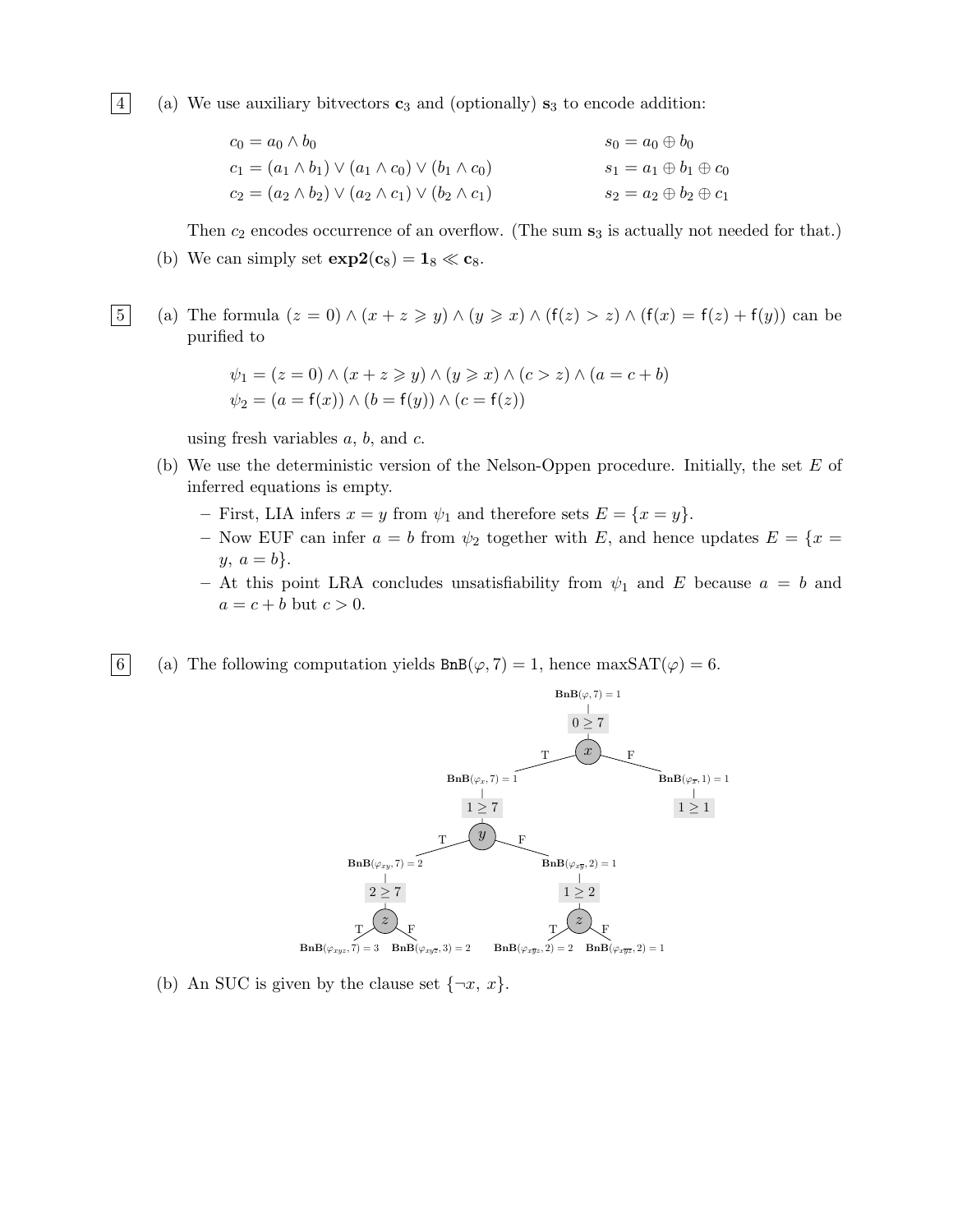4 (a) We use auxiliary bitvectors $\mathbf{c}_3$ and (optionally) $\mathbf{s}_3$ to encode addition:

$$c_0 = a_0 \wedge b_0 \qquad s_0 = a_0 \oplus b_0$$

$$c_1 = (a_1 \wedge b_1) \vee (a_1 \wedge c_0) \vee (b_1 \wedge c_0) \qquad s_1 = a_1 \oplus b_1 \oplus c_0$$

$$c_2 = (a_2 \wedge b_2) \vee (a_2 \wedge c_1) \vee (b_2 \wedge c_1) \qquad s_2 = a_2 \oplus b_2 \oplus c_1$$

Then $c_2$ encodes occurrence of an overflow. (The sum $\mathbf{s}_3$ is actually not needed for that.)

(b) We can simply set $\mathbf{exp2}(\mathbf{c}_8) = \mathbf{1}_8 \ll \mathbf{c}_8$.

5 (a) The formula $(z = 0) \wedge (x + z \geqslant y) \wedge (y \geqslant x) \wedge (\mathsf{f}(z) > z) \wedge (\mathsf{f}(x) = \mathsf{f}(z) + \mathsf{f}(y))$ can be purified to

$$\psi_1 = (z = 0) \wedge (x + z \geqslant y) \wedge (y \geqslant x) \wedge (c > z) \wedge (a = c + b)$$

$$\psi_2 = (a = \mathsf{f}(x)) \wedge (b = \mathsf{f}(y)) \wedge (c = \mathsf{f}(z))$$

using fresh variables $a$, $b$, and $c$.

(b) We use the deterministic version of the Nelson-Oppen procedure. Initially, the set $E$ of inferred equations is empty.

- First, LIA infers $x = y$ from $\psi_1$ and therefore sets $E = \{x = y\}$.
- Now EUF can infer $a = b$ from $\psi_2$ together with $E$, and hence updates $E = \{x = y,\ a = b\}$.
- At this point LRA concludes unsatisfiability from $\psi_1$ and $E$ because $a = b$ and $a = c + b$ but $c > 0$.

6 (a) The following computation yields $\mathtt{BnB}(\varphi, 7) = 1$, hence $\text{maxSAT}(\varphi) = 6$.

$\mathbf{BnB}(\varphi, 7) = 1$
$0 \geq 7$
$x$
T
F
$\mathbf{BnB}(\varphi_x, 7) = 1$
$\mathbf{BnB}(\varphi_{\overline{x}}, 1) = 1$
$1 \geq 7$
$1 \geq 1$
$y$
T
F
$\mathbf{BnB}(\varphi_{xy}, 7) = 2$
$\mathbf{BnB}(\varphi_{x\overline{y}}, 2) = 1$
$2 \geq 7$
$1 \geq 2$
$z$
T
F
$z$
T
F
$\mathbf{BnB}(\varphi_{xyz}, 7) = 3$
$\mathbf{BnB}(\varphi_{xy\overline{z}}, 3) = 2$
$\mathbf{BnB}(\varphi_{x\overline{y}z}, 2) = 2$
$\mathbf{BnB}(\varphi_{x\overline{y}\overline{z}}, 2) = 1$

(b) An SUC is given by the clause set $\{\neg x,\ x\}$.